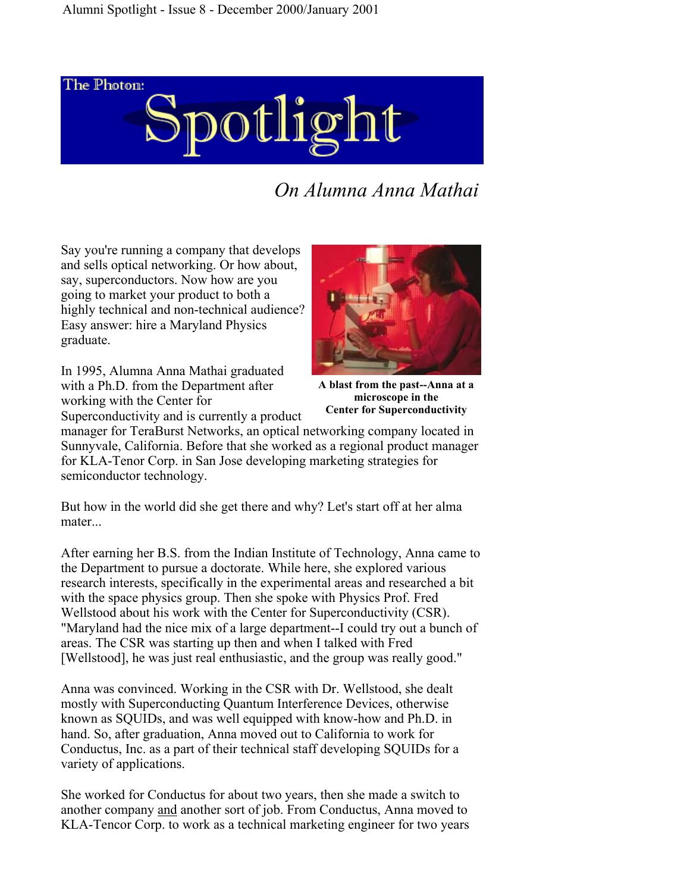# The Photon: Spotlight

## *On Alumna Anna Mathai*

Say you're running a company that develops and sells optical networking. Or how about, say, superconductors. Now how are you going to market your product to both a highly technical and non-technical audience? Easy answer: hire a Maryland Physics graduate.

**A blast from the past--Anna at a microscope in the Center for Superconductivity**

In 1995, Alumna Anna Mathai graduated with a Ph.D. from the Department after working with the Center for Superconductivity and is currently a product manager for TeraBurst Networks, an optical networking company located in Sunnyvale, California. Before that she worked as a regional product manager for KLA-Tenor Corp. in San Jose developing marketing strategies for semiconductor technology.

But how in the world did she get there and why? Let's start off at her alma mater...

After earning her B.S. from the Indian Institute of Technology, Anna came to the Department to pursue a doctorate. While here, she explored various research interests, specifically in the experimental areas and researched a bit with the space physics group. Then she spoke with Physics Prof. Fred Wellstood about his work with the Center for Superconductivity (CSR). "Maryland had the nice mix of a large department--I could try out a bunch of areas. The CSR was starting up then and when I talked with Fred [Wellstood], he was just real enthusiastic, and the group was really good."

Anna was convinced. Working in the CSR with Dr. Wellstood, she dealt mostly with Superconducting Quantum Interference Devices, otherwise known as SQUIDs, and was well equipped with know-how and Ph.D. in hand. So, after graduation, Anna moved out to California to work for Conductus, Inc. as a part of their technical staff developing SQUIDs for a variety of applications.

She worked for Conductus for about two years, then she made a switch to another company and another sort of job. From Conductus, Anna moved to KLA-Tencor Corp. to work as a technical marketing engineer for two years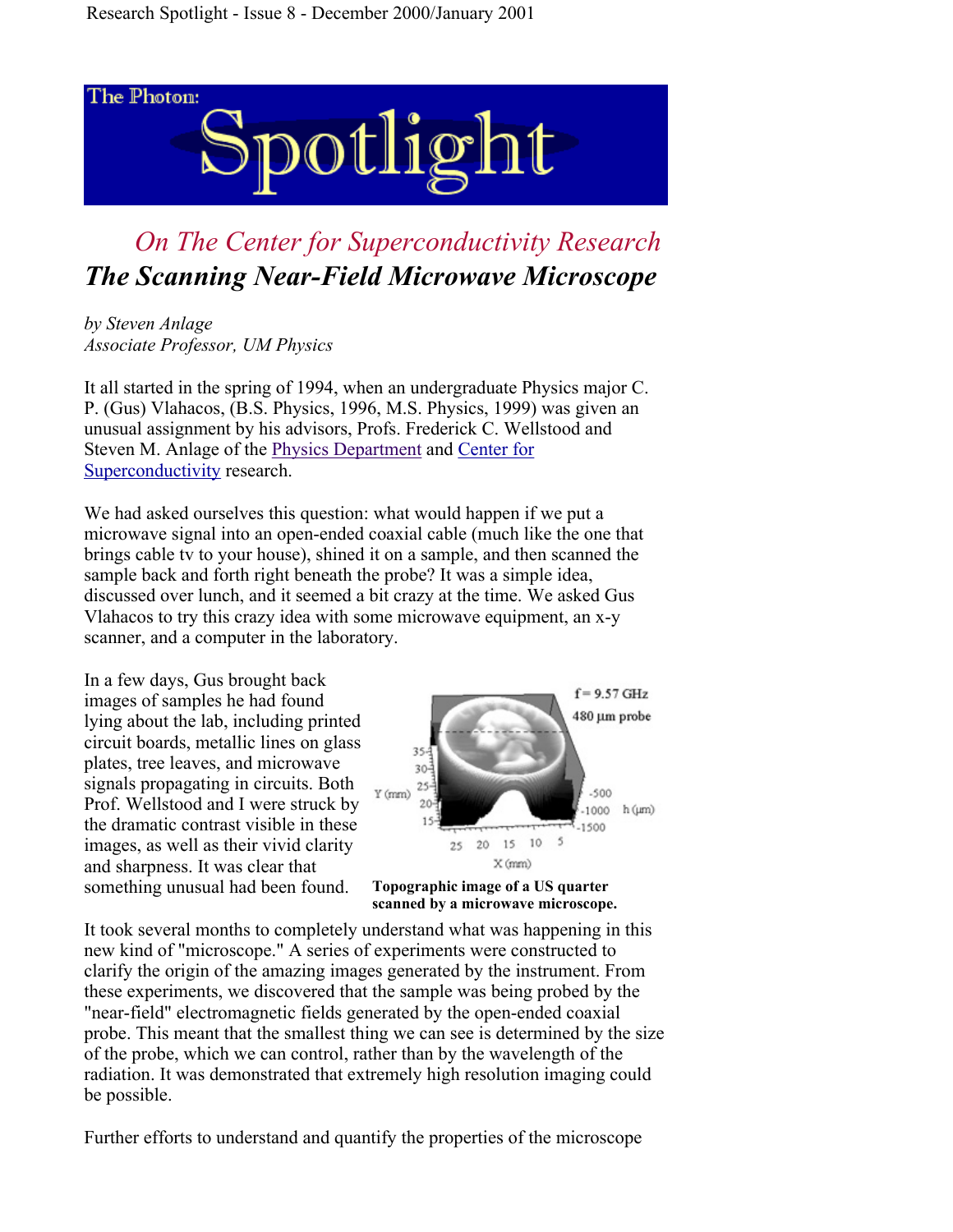# The Photon: Spotlight

## *On The Center for Superconductivity Research*

## *The Scanning Near-Field Microwave Microscope*

*by Steven Anlage*
*Associate Professor, UM Physics*

It all started in the spring of 1994, when an undergraduate Physics major C. P. (Gus) Vlahacos, (B.S. Physics, 1996, M.S. Physics, 1999) was given an unusual assignment by his advisors, Profs. Frederick C. Wellstood and Steven M. Anlage of the Physics Department and Center for Superconductivity research.

We had asked ourselves this question: what would happen if we put a microwave signal into an open-ended coaxial cable (much like the one that brings cable tv to your house), shined it on a sample, and then scanned the sample back and forth right beneath the probe? It was a simple idea, discussed over lunch, and it seemed a bit crazy at the time. We asked Gus Vlahacos to try this crazy idea with some microwave equipment, an x-y scanner, and a computer in the laboratory.

In a few days, Gus brought back images of samples he had found lying about the lab, including printed circuit boards, metallic lines on glass plates, tree leaves, and microwave signals propagating in circuits. Both Prof. Wellstood and I were struck by the dramatic contrast visible in these images, as well as their vivid clarity and sharpness. It was clear that something unusual had been found.

f = 9.57 GHz
480 μm probe
Y (mm)
35
30
25
20
15
25 20 15 10 5
X (mm)
-500
-1000
-1500
h (μm)

**Topographic image of a US quarter scanned by a microwave microscope.**

It took several months to completely understand what was happening in this new kind of "microscope." A series of experiments were constructed to clarify the origin of the amazing images generated by the instrument. From these experiments, we discovered that the sample was being probed by the "near-field" electromagnetic fields generated by the open-ended coaxial probe. This meant that the smallest thing we can see is determined by the size of the probe, which we can control, rather than by the wavelength of the radiation. It was demonstrated that extremely high resolution imaging could be possible.

Further efforts to understand and quantify the properties of the microscope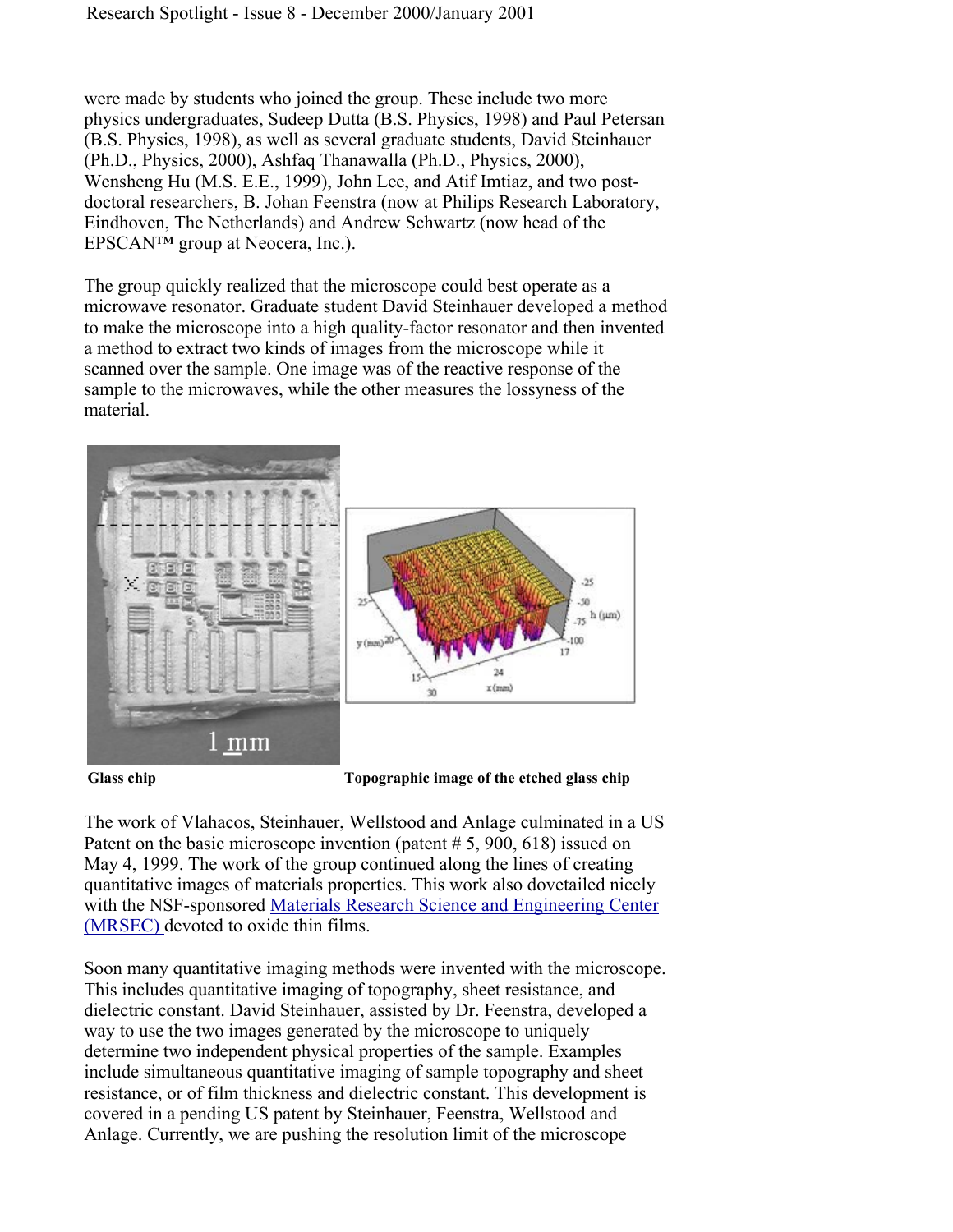were made by students who joined the group. These include two more physics undergraduates, Sudeep Dutta (B.S. Physics, 1998) and Paul Petersan (B.S. Physics, 1998), as well as several graduate students, David Steinhauer (Ph.D., Physics, 2000), Ashfaq Thanawalla (Ph.D., Physics, 2000), Wensheng Hu (M.S. E.E., 1999), John Lee, and Atif Imtiaz, and two post-doctoral researchers, B. Johan Feenstra (now at Philips Research Laboratory, Eindhoven, The Netherlands) and Andrew Schwartz (now head of the EPSCAN™ group at Neocera, Inc.).

The group quickly realized that the microscope could best operate as a microwave resonator. Graduate student David Steinhauer developed a method to make the microscope into a high quality-factor resonator and then invented a method to extract two kinds of images from the microscope while it scanned over the sample. One image was of the reactive response of the sample to the microwaves, while the other measures the lossyness of the material.

**Glass chip**

**Topographic image of the etched glass chip**

The work of Vlahacos, Steinhauer, Wellstood and Anlage culminated in a US Patent on the basic microscope invention (patent # 5, 900, 618) issued on May 4, 1999. The work of the group continued along the lines of creating quantitative images of materials properties. This work also dovetailed nicely with the NSF-sponsored [Materials Research Science and Engineering Center (MRSEC)] devoted to oxide thin films.

Soon many quantitative imaging methods were invented with the microscope. This includes quantitative imaging of topography, sheet resistance, and dielectric constant. David Steinhauer, assisted by Dr. Feenstra, developed a way to use the two images generated by the microscope to uniquely determine two independent physical properties of the sample. Examples include simultaneous quantitative imaging of sample topography and sheet resistance, or of film thickness and dielectric constant. This development is covered in a pending US patent by Steinhauer, Feenstra, Wellstood and Anlage. Currently, we are pushing the resolution limit of the microscope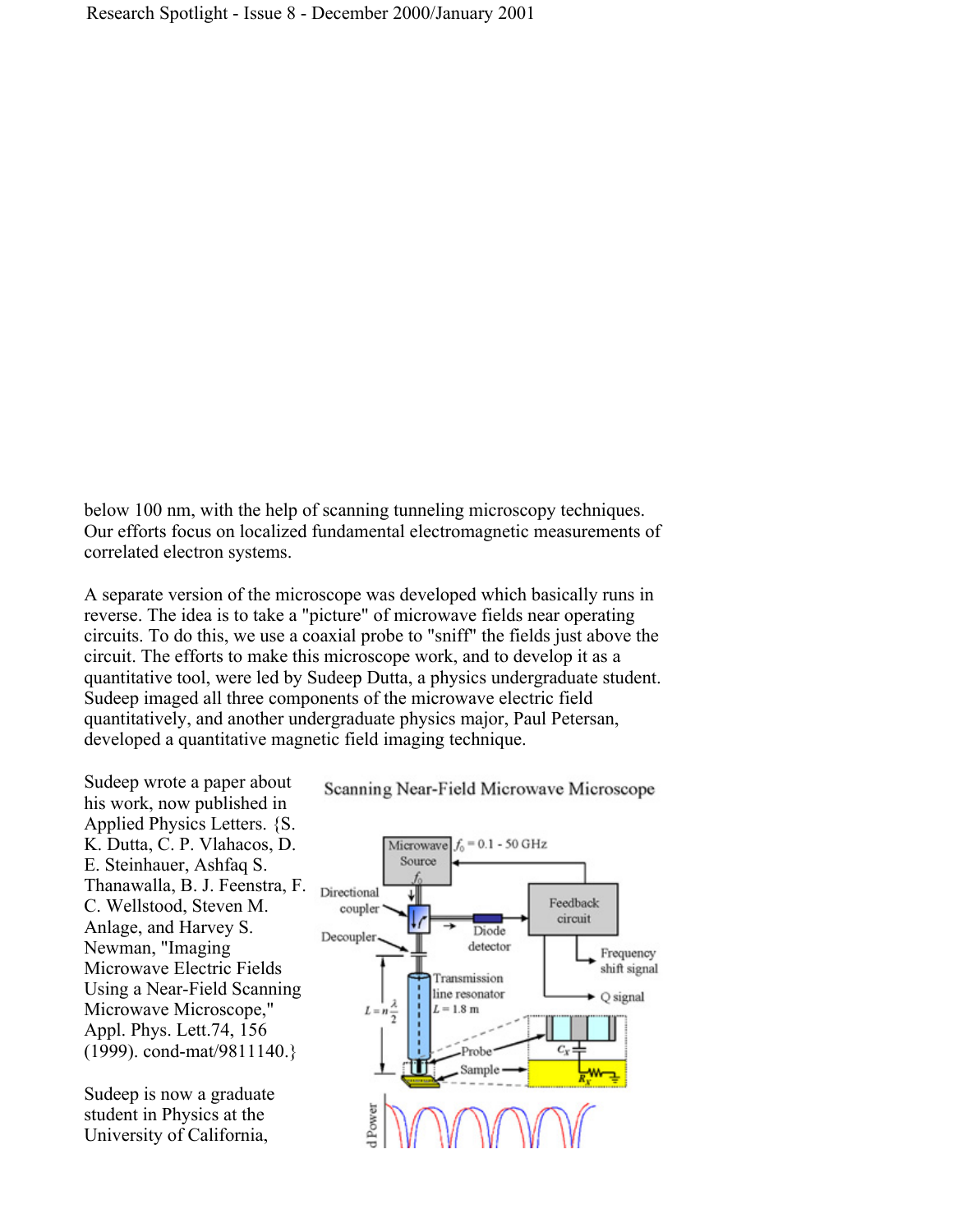below 100 nm, with the help of scanning tunneling microscopy techniques. Our efforts focus on localized fundamental electromagnetic measurements of correlated electron systems.

A separate version of the microscope was developed which basically runs in reverse. The idea is to take a "picture" of microwave fields near operating circuits. To do this, we use a coaxial probe to "sniff" the fields just above the circuit. The efforts to make this microscope work, and to develop it as a quantitative tool, were led by Sudeep Dutta, a physics undergraduate student. Sudeep imaged all three components of the microwave electric field quantitatively, and another undergraduate physics major, Paul Petersan, developed a quantitative magnetic field imaging technique.

Sudeep wrote a paper about his work, now published in Applied Physics Letters. {S. K. Dutta, C. P. Vlahacos, D. E. Steinhauer, Ashfaq S. Thanawalla, B. J. Feenstra, F. C. Wellstood, Steven M. Anlage, and Harvey S. Newman, "Imaging Microwave Electric Fields Using a Near-Field Scanning Microwave Microscope," Appl. Phys. Lett.74, 156 (1999). cond-mat/9811140.}

Sudeep is now a graduate student in Physics at the University of California,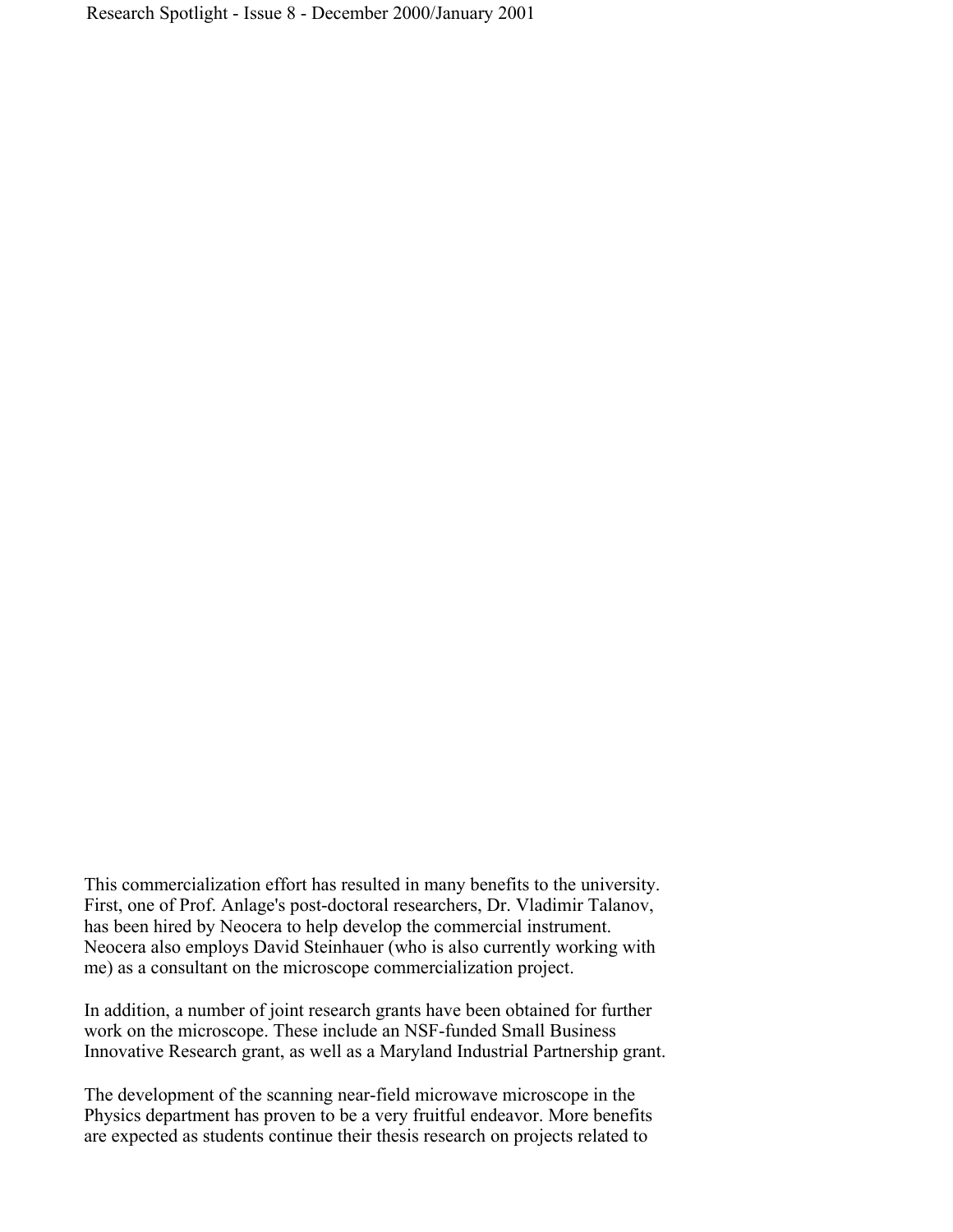This commercialization effort has resulted in many benefits to the university. First, one of Prof. Anlage's post-doctoral researchers, Dr. Vladimir Talanov, has been hired by Neocera to help develop the commercial instrument. Neocera also employs David Steinhauer (who is also currently working with me) as a consultant on the microscope commercialization project.

In addition, a number of joint research grants have been obtained for further work on the microscope. These include an NSF-funded Small Business Innovative Research grant, as well as a Maryland Industrial Partnership grant.

The development of the scanning near-field microwave microscope in the Physics department has proven to be a very fruitful endeavor. More benefits are expected as students continue their thesis research on projects related to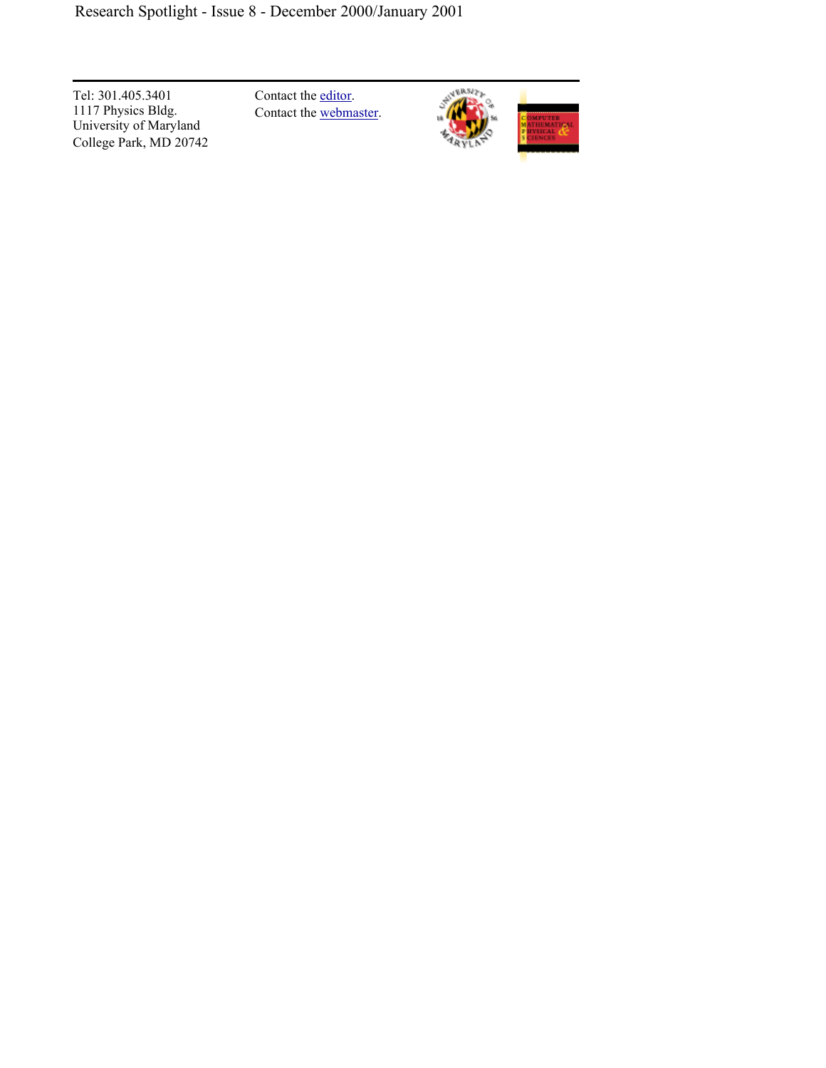Research Spotlight - Issue 8 - December 2000/January 2001

---

Tel: 301.405.3401
1117 Physics Bldg.
University of Maryland
College Park, MD 20742

Contact the editor.
Contact the webmaster.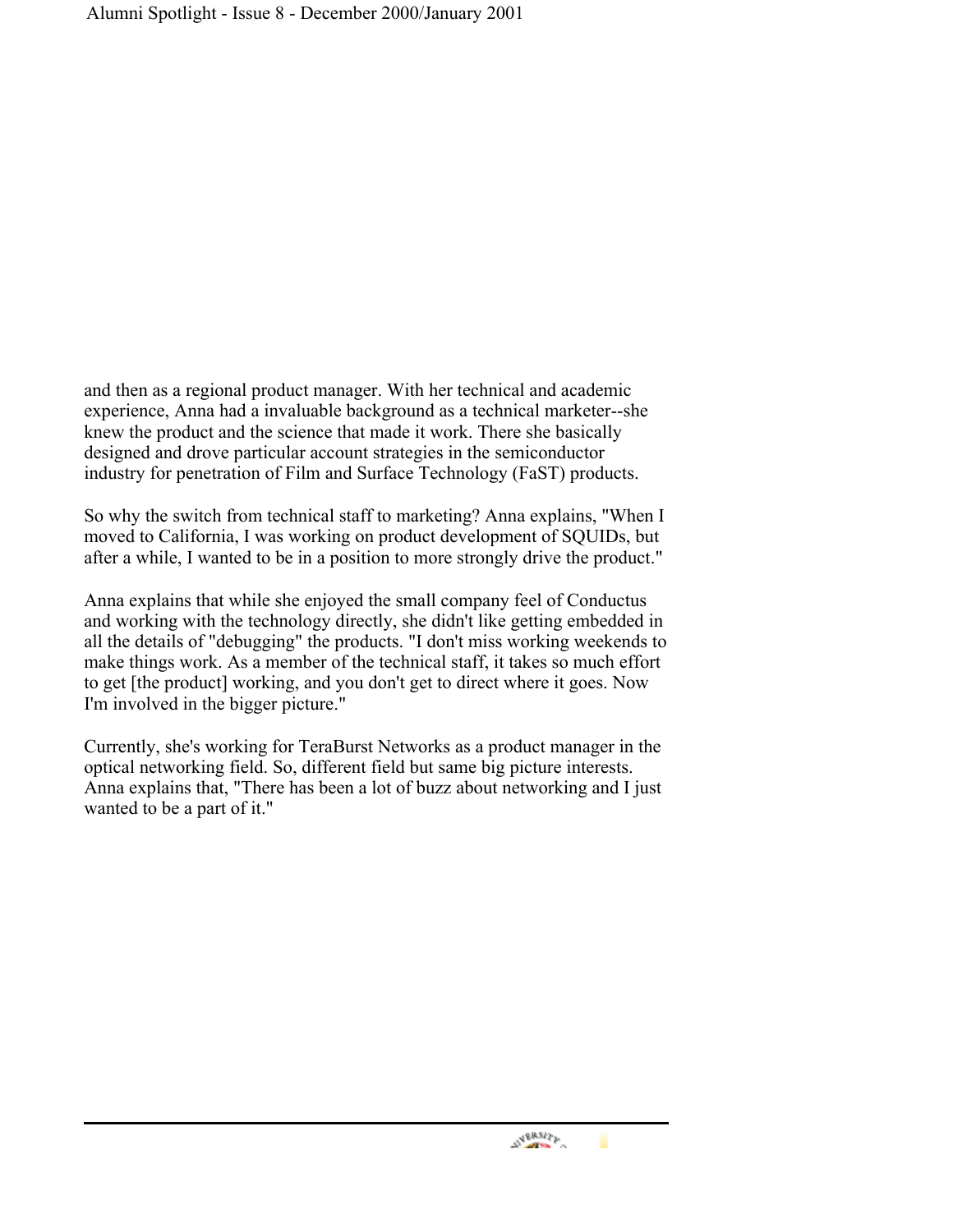and then as a regional product manager. With her technical and academic experience, Anna had a invaluable background as a technical marketer--she knew the product and the science that made it work. There she basically designed and drove particular account strategies in the semiconductor industry for penetration of Film and Surface Technology (FaST) products.

So why the switch from technical staff to marketing? Anna explains, "When I moved to California, I was working on product development of SQUIDs, but after a while, I wanted to be in a position to more strongly drive the product."

Anna explains that while she enjoyed the small company feel of Conductus and working with the technology directly, she didn't like getting embedded in all the details of "debugging" the products. "I don't miss working weekends to make things work. As a member of the technical staff, it takes so much effort to get [the product] working, and you don't get to direct where it goes. Now I'm involved in the bigger picture."

Currently, she's working for TeraBurst Networks as a product manager in the optical networking field. So, different field but same big picture interests. Anna explains that, "There has been a lot of buzz about networking and I just wanted to be a part of it."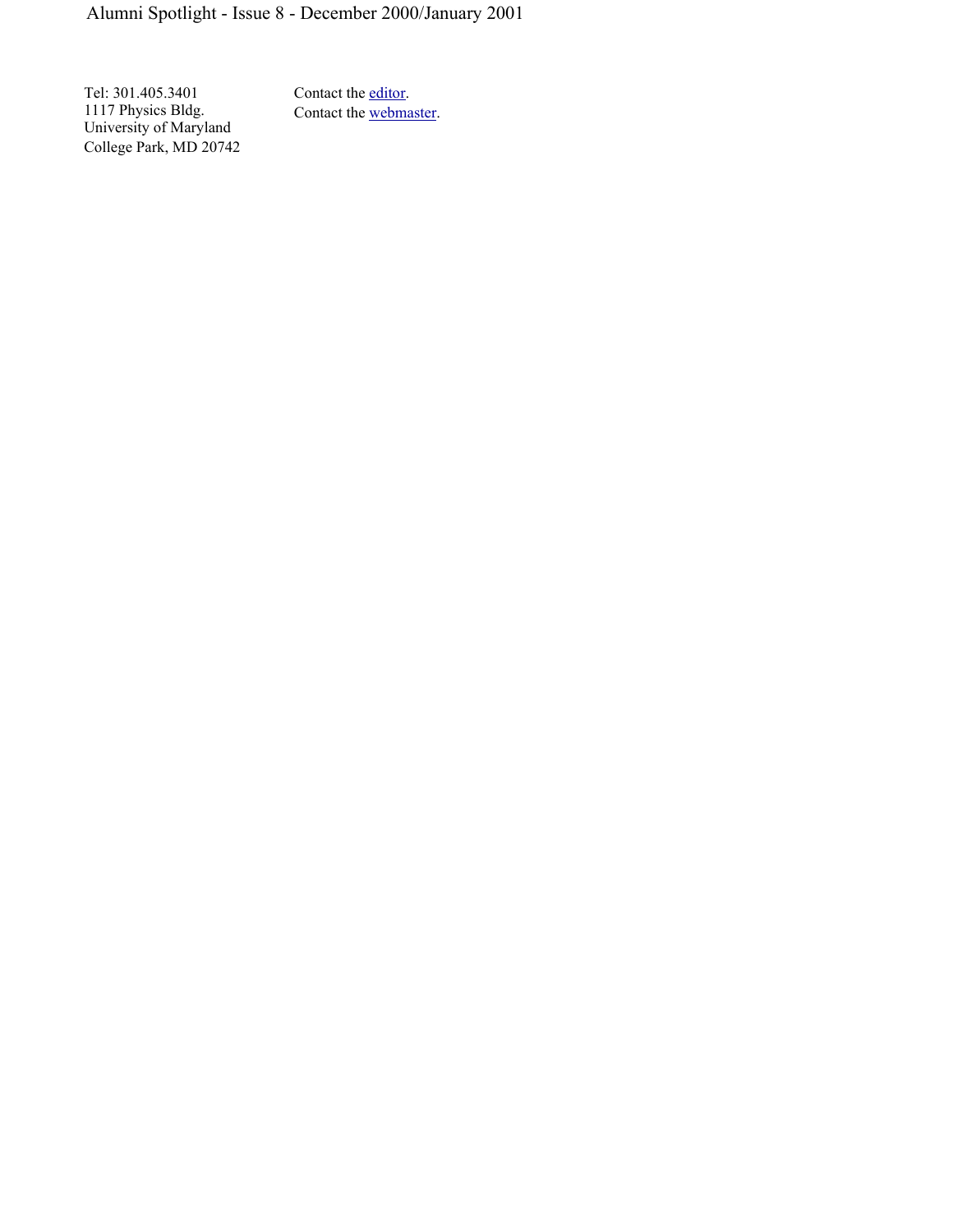Tel: 301.405.3401
1117 Physics Bldg.
University of Maryland
College Park, MD 20742

Contact the editor.
Contact the webmaster.